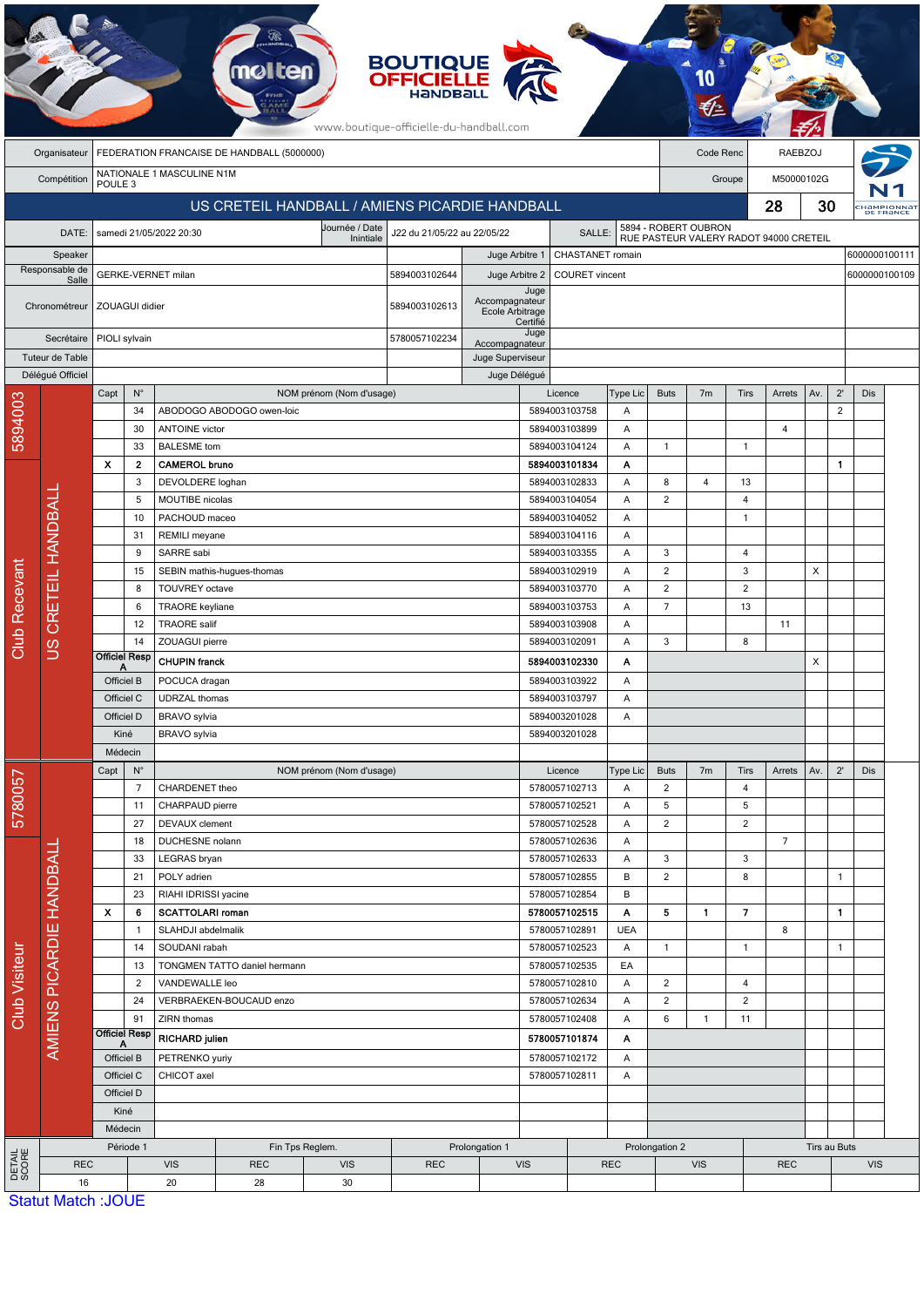| | | | |
|---|---|---|---|
| Organisateur | FEDERATION FRANCAISE DE HANDBALL (5000000) | Code Renc | RAEBZOJ |
| Compétition | NATIONALE 1 MASCULINE N1M POULE 3 | Groupe | M50000102G |

## US CRETEIL HANDBALL / AMIENS PICARDIE HANDBALL 28 30

| | | | | | |
|---|---|---|---|---|---|
| DATE: | samedi 21/05/2022 20:30 | Journée / Date Initiale | J22 du 21/05/22 au 22/05/22 | SALLE: | 5894 - ROBERT OUBRON RUE PASTEUR VALERY RADOT 94000 CRETEIL |
| Speaker | | | Juge Arbitre 1 | CHASTANET romain | 6000000100111 |
| Responsable de Salle | GERKE-VERNET milan | 5894003102644 | Juge Arbitre 2 | COURET vincent | 6000000100109 |
| Chronométreur | ZOUAGUI didier | 5894003102613 | Juge Accompagnateur Ecole Arbitrage Certifié | | |
| Secrétaire | PIOLI sylvain | 5780057102234 | Juge Accompagnateur | | |
| Tuteur de Table | | | Juge Superviseur | | |
| Délégué Officiel | | | Juge Délégué | | |

### Club Recevant — 5894003 — US CRETEIL HANDBALL

| Capt | N° | NOM prénom (Nom d'usage) | Licence | Type Lic | Buts | 7m | Tirs | Arrets | Av. | 2' | Dis |
|---|---|---|---|---|---|---|---|---|---|---|---|
| | 34 | ABODOGO ABODOGO owen-loic | 5894003103758 | A | | | | | | 2 | |
| | 30 | ANTOINE victor | 5894003103899 | A | | | | 4 | | | |
| | 33 | BALESME tom | 5894003104124 | A | 1 | | 1 | | | | |
| X | 2 | **CAMEROL bruno** | **5894003101834** | **A** | | | | | | **1** | |
| | 3 | DEVOLDERE loghan | 5894003102833 | A | 8 | 4 | 13 | | | | |
| | 5 | MOUTIBE nicolas | 5894003104054 | A | 2 | | 4 | | | | |
| | 10 | PACHOUD maceo | 5894003104052 | A | | | 1 | | | | |
| | 31 | REMILI meyane | 5894003104116 | A | | | | | | | |
| | 9 | SARRE sabi | 5894003103355 | A | 3 | | 4 | | | | |
| | 15 | SEBIN mathis-hugues-thomas | 5894003102919 | A | 2 | | 3 | | X | | |
| | 8 | TOUVREY octave | 5894003103770 | A | 2 | | 2 | | | | |
| | 6 | TRAORE keyliane | 5894003103753 | A | 7 | | 13 | | | | |
| | 12 | TRAORE salif | 5894003103908 | A | | | | 11 | | | |
| | 14 | ZOUAGUI pierre | 5894003102091 | A | 3 | | 8 | | | | |
| Officiel Resp A | | **CHUPIN franck** | **5894003102330** | **A** | | | | | X | | |
| Officiel B | | POCUCA dragan | 5894003103922 | A | | | | | | | |
| Officiel C | | UDRZAL thomas | 5894003103797 | A | | | | | | | |
| Officiel D | | BRAVO sylvia | 5894003201028 | A | | | | | | | |
| Kiné | | BRAVO sylvia | 5894003201028 | | | | | | | | |
| Médecin | | | | | | | | | | | |

### Club Visiteur — 5780057 — AMIENS PICARDIE HANDBALL

| Capt | N° | NOM prénom (Nom d'usage) | Licence | Type Lic | Buts | 7m | Tirs | Arrets | Av. | 2' | Dis |
|---|---|---|---|---|---|---|---|---|---|---|---|
| | 7 | CHARDENET theo | 5780057102713 | A | 2 | | 4 | | | | |
| | 11 | CHARPAUD pierre | 5780057102521 | A | 5 | | 5 | | | | |
| | 27 | DEVAUX clement | 5780057102528 | A | 2 | | 2 | | | | |
| | 18 | DUCHESNE nolann | 5780057102636 | A | | | | 7 | | | |
| | 33 | LEGRAS bryan | 5780057102633 | A | 3 | | 3 | | | | |
| | 21 | POLY adrien | 5780057102855 | B | 2 | | 8 | | | 1 | |
| | 23 | RIAHI IDRISSI yacine | 5780057102854 | B | | | | | | | |
| X | 6 | **SCATTOLARI roman** | **5780057102515** | **A** | **5** | **1** | **7** | | | **1** | |
| | 1 | SLAHDJI abdelmalik | 5780057102891 | UEA | | | | 8 | | | |
| | 14 | SOUDANI rabah | 5780057102523 | A | 1 | | 1 | | | 1 | |
| | 13 | TONGMEN TATTO daniel hermann | 5780057102535 | EA | | | | | | | |
| | 2 | VANDEWALLE leo | 5780057102810 | A | 2 | | 4 | | | | |
| | 24 | VERBRAEKEN-BOUCAUD enzo | 5780057102634 | A | 2 | | 2 | | | | |
| | 91 | ZIRN thomas | 5780057102408 | A | 6 | 1 | 11 | | | | |
| Officiel Resp A | | **RICHARD julien** | **5780057101874** | **A** | | | | | | | |
| Officiel B | | PETRENKO yuriy | 5780057102172 | A | | | | | | | |
| Officiel C | | CHICOT axel | 5780057102811 | A | | | | | | | |
| Officiel D | | | | | | | | | | | |
| Kiné | | | | | | | | | | | |
| Médecin | | | | | | | | | | | |

### DETAIL SCORE

| Période 1 | | Fin Tps Reglem. | | Prolongation 1 | | Prolongation 2 | | Tirs au Buts | |
|---|---|---|---|---|---|---|---|---|---|
| REC | VIS | REC | VIS | REC | VIS | REC | VIS | REC | VIS |
| 16 | 20 | 28 | 30 | | | | | | |

Statut Match :JOUE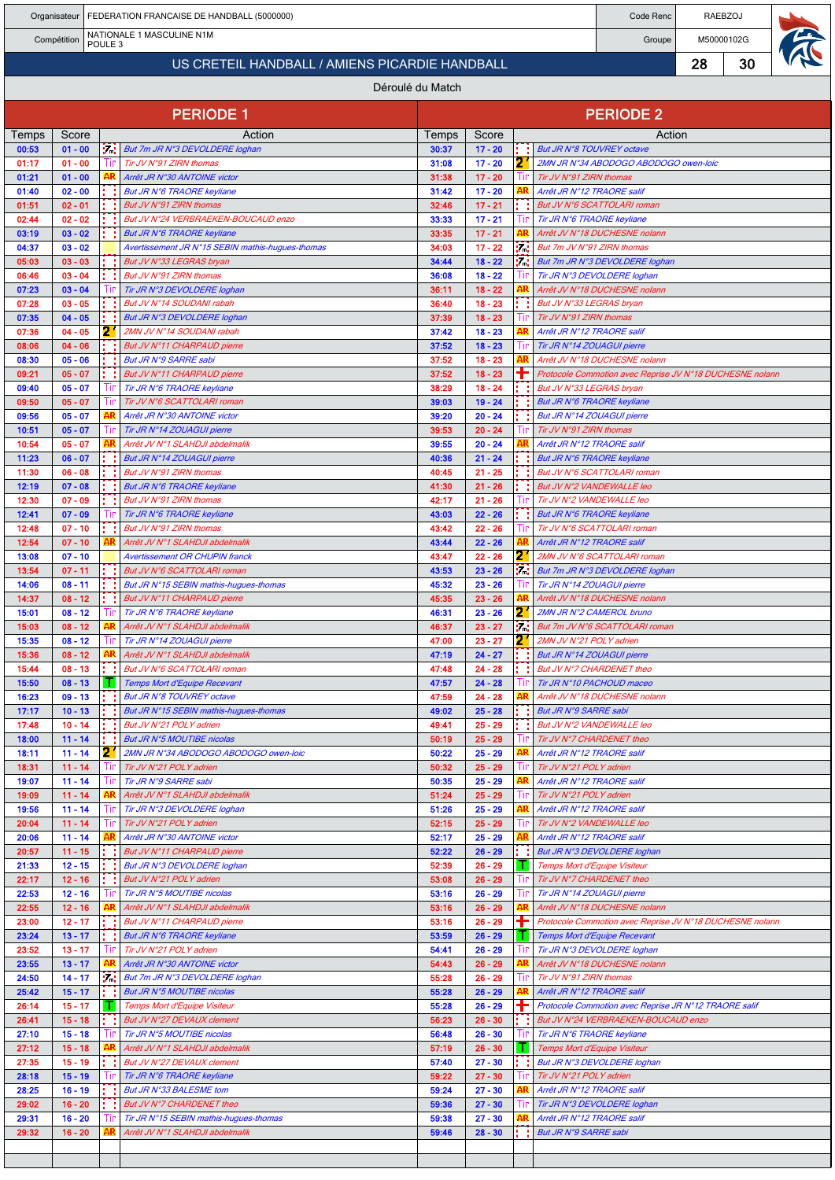| Organisateur | FEDERATION FRANCAISE DE HANDBALL (5000000) | Code Renc | RAEBZOJ |
|---|---|---|---|
| Compétition | NATIONALE 1 MASCULINE N1M POULE 3 | Groupe | M50000102G |

## US CRETEIL HANDBALL / AMIENS PICARDIE HANDBALL — 28 / 30

Déroulé du Match

| PERIODE 1 | | | | PERIODE 2 | | | |
|---|---|---|---|---|---|---|---|
| Temps | Score | | Action | Temps | Score | | Action |
| 00:53 | 01 - 00 | 7m | But 7m JR N°3 DEVOLDERE loghan | 30:37 | 17 - 20 | | But JR N°8 TOUVREY octave |
| 01:17 | 01 - 00 | Tir | Tir JV N°91 ZIRN thomas | 31:08 | 17 - 20 | 2' | 2MN JR N°34 ABODOGO ABODOGO owen-loic |
| 01:21 | 01 - 00 | AR | Arrêt JR N°30 ANTOINE victor | 31:38 | 17 - 20 | Tir | Tir JV N°91 ZIRN thomas |
| 01:40 | 02 - 00 | | But JR N°6 TRAORE keyliane | 31:42 | 17 - 20 | AR | Arrêt JR N°12 TRAORE salif |
| 01:51 | 02 - 01 | | But JV N°91 ZIRN thomas | 32:46 | 17 - 21 | | But JV N°6 SCATTOLARI roman |
| 02:44 | 02 - 02 | | But JV N°24 VERBRAEKEN-BOUCAUD enzo | 33:33 | 17 - 21 | Tir | Tir JR N°6 TRAORE keyliane |
| 03:19 | 03 - 02 | | But JR N°6 TRAORE keyliane | 33:35 | 17 - 21 | AR | Arrêt JV N°18 DUCHESNE nolann |
| 04:37 | 03 - 02 | | Avertissement JR N°15 SEBIN mathis-hugues-thomas | 34:03 | 17 - 22 | 7m | But 7m JV N°91 ZIRN thomas |
| 05:03 | 03 - 03 | | But JV N°33 LEGRAS bryan | 34:44 | 18 - 22 | 7m | But 7m JR N°3 DEVOLDERE loghan |
| 06:46 | 03 - 04 | | But JV N°91 ZIRN thomas | 36:08 | 18 - 22 | Tir | Tir JR N°3 DEVOLDERE loghan |
| 07:23 | 03 - 04 | Tir | Tir JR N°3 DEVOLDERE loghan | 36:11 | 18 - 22 | AR | Arrêt JV N°18 DUCHESNE nolann |
| 07:28 | 03 - 05 | | But JV N°14 SOUDANI rabah | 36:40 | 18 - 23 | | But JV N°33 LEGRAS bryan |
| 07:35 | 04 - 05 | | But JR N°3 DEVOLDERE loghan | 37:39 | 18 - 23 | Tir | Tir JV N°91 ZIRN thomas |
| 07:36 | 04 - 05 | 2' | 2MN JV N°14 SOUDANI rabah | 37:42 | 18 - 23 | AR | Arrêt JR N°12 TRAORE salif |
| 08:06 | 04 - 06 | | But JV N°11 CHARPAUD pierre | 37:52 | 18 - 23 | Tir | Tir JR N°14 ZOUAGUI pierre |
| 08:30 | 05 - 06 | | But JR N°9 SARRE sabi | 37:52 | 18 - 23 | AR | Arrêt JV N°18 DUCHESNE nolann |
| 09:21 | 05 - 07 | | But JV N°11 CHARPAUD pierre | 37:52 | 18 - 23 | + | Protocole Commotion avec Reprise JV N°18 DUCHESNE nolann |
| 09:40 | 05 - 07 | Tir | Tir JR N°6 TRAORE keyliane | 38:29 | 18 - 24 | | But JV N°33 LEGRAS bryan |
| 09:50 | 05 - 07 | Tir | Tir JV N°6 SCATTOLARI roman | 39:03 | 19 - 24 | | But JR N°6 TRAORE keyliane |
| 09:56 | 05 - 07 | AR | Arrêt JR N°30 ANTOINE victor | 39:20 | 20 - 24 | | But JR N°14 ZOUAGUI pierre |
| 10:51 | 05 - 07 | Tir | Tir JR N°14 ZOUAGUI pierre | 39:53 | 20 - 24 | Tir | Tir JV N°91 ZIRN thomas |
| 10:54 | 05 - 07 | AR | Arrêt JV N°1 SLAHDJI abdelmalik | 39:55 | 20 - 24 | AR | Arrêt JR N°12 TRAORE salif |
| 11:23 | 06 - 07 | | But JR N°14 ZOUAGUI pierre | 40:36 | 21 - 24 | | But JR N°6 TRAORE keyliane |
| 11:30 | 06 - 08 | | But JV N°91 ZIRN thomas | 40:45 | 21 - 25 | | But JV N°6 SCATTOLARI roman |
| 12:19 | 07 - 08 | | But JR N°6 TRAORE keyliane | 41:30 | 21 - 26 | | But JV N°2 VANDEWALLE leo |
| 12:30 | 07 - 09 | | But JV N°91 ZIRN thomas | 42:17 | 21 - 26 | Tir | Tir JV N°2 VANDEWALLE leo |
| 12:41 | 07 - 09 | Tir | Tir JR N°6 TRAORE keyliane | 43:03 | 22 - 26 | | But JR N°6 TRAORE keyliane |
| 12:48 | 07 - 10 | | But JV N°91 ZIRN thomas | 43:42 | 22 - 26 | Tir | Tir JV N°6 SCATTOLARI roman |
| 12:54 | 07 - 10 | AR | Arrêt JV N°1 SLAHDJI abdelmalik | 43:44 | 22 - 26 | AR | Arrêt JR N°12 TRAORE salif |
| 13:08 | 07 - 10 | | Avertissement OR CHUPIN franck | 43:47 | 22 - 26 | 2' | 2MN JV N°6 SCATTOLARI roman |
| 13:54 | 07 - 11 | | But JV N°6 SCATTOLARI roman | 43:53 | 23 - 26 | 7m | But 7m JR N°3 DEVOLDERE loghan |
| 14:06 | 08 - 11 | | But JR N°15 SEBIN mathis-hugues-thomas | 45:32 | 23 - 26 | Tir | Tir JR N°14 ZOUAGUI pierre |
| 14:37 | 08 - 12 | | But JV N°11 CHARPAUD pierre | 45:35 | 23 - 26 | AR | Arrêt JV N°18 DUCHESNE nolann |
| 15:01 | 08 - 12 | Tir | Tir JR N°6 TRAORE keyliane | 46:31 | 23 - 26 | 2' | 2MN JR N°2 CAMEROL bruno |
| 15:03 | 08 - 12 | AR | Arrêt JV N°1 SLAHDJI abdelmalik | 46:37 | 23 - 27 | 7m | But 7m JV N°6 SCATTOLARI roman |
| 15:35 | 08 - 12 | Tir | Tir JR N°14 ZOUAGUI pierre | 47:00 | 23 - 27 | 2' | 2MN JV N°21 POLY adrien |
| 15:36 | 08 - 12 | AR | Arrêt JV N°1 SLAHDJI abdelmalik | 47:19 | 24 - 27 | | But JR N°14 ZOUAGUI pierre |
| 15:44 | 08 - 13 | | But JV N°6 SCATTOLARI roman | 47:48 | 24 - 28 | | But JV N°7 CHARDENET theo |
| 15:50 | 08 - 13 | T | Temps Mort d'Equipe Recevant | 47:57 | 24 - 28 | Tir | Tir JR N°10 PACHOUD maceo |
| 16:23 | 09 - 13 | | But JR N°8 TOUVREY octave | 47:59 | 24 - 28 | AR | Arrêt JV N°18 DUCHESNE nolann |
| 17:17 | 10 - 13 | | But JR N°15 SEBIN mathis-hugues-thomas | 49:02 | 25 - 28 | | But JR N°9 SARRE sabi |
| 17:48 | 10 - 14 | | But JV N°21 POLY adrien | 49:41 | 25 - 29 | | But JV N°2 VANDEWALLE leo |
| 18:00 | 11 - 14 | | But JR N°5 MOUTIBE nicolas | 50:19 | 25 - 29 | Tir | Tir JV N°7 CHARDENET theo |
| 18:11 | 11 - 14 | 2' | 2MN JR N°34 ABODOGO ABODOGO owen-loic | 50:22 | 25 - 29 | AR | Arrêt JR N°12 TRAORE salif |
| 18:31 | 11 - 14 | Tir | Tir JV N°21 POLY adrien | 50:32 | 25 - 29 | Tir | Tir JV N°21 POLY adrien |
| 19:07 | 11 - 14 | Tir | Tir JR N°9 SARRE sabi | 50:35 | 25 - 29 | AR | Arrêt JR N°12 TRAORE salif |
| 19:09 | 11 - 14 | AR | Arrêt JV N°1 SLAHDJI abdelmalik | 51:24 | 25 - 29 | Tir | Tir JV N°21 POLY adrien |
| 19:56 | 11 - 14 | Tir | Tir JR N°3 DEVOLDERE loghan | 51:26 | 25 - 29 | AR | Arrêt JR N°12 TRAORE salif |
| 20:04 | 11 - 14 | Tir | Tir JV N°21 POLY adrien | 52:15 | 25 - 29 | Tir | Tir JV N°2 VANDEWALLE leo |
| 20:06 | 11 - 14 | AR | Arrêt JR N°30 ANTOINE victor | 52:17 | 25 - 29 | AR | Arrêt JR N°12 TRAORE salif |
| 20:57 | 11 - 15 | | But JV N°11 CHARPAUD pierre | 52:22 | 26 - 29 | | But JR N°3 DEVOLDERE loghan |
| 21:33 | 12 - 15 | | But JR N°3 DEVOLDERE loghan | 52:39 | 26 - 29 | T | Temps Mort d'Equipe Visiteur |
| 22:17 | 12 - 16 | | But JV N°21 POLY adrien | 53:08 | 26 - 29 | Tir | Tir JV N°7 CHARDENET theo |
| 22:53 | 12 - 16 | Tir | Tir JR N°5 MOUTIBE nicolas | 53:16 | 26 - 29 | Tir | Tir JR N°14 ZOUAGUI pierre |
| 22:55 | 12 - 16 | AR | Arrêt JV N°1 SLAHDJI abdelmalik | 53:16 | 26 - 29 | AR | Arrêt JV N°18 DUCHESNE nolann |
| 23:00 | 12 - 17 | | But JV N°11 CHARPAUD pierre | 53:16 | 26 - 29 | + | Protocole Commotion avec Reprise JV N°18 DUCHESNE nolann |
| 23:24 | 13 - 17 | | But JR N°6 TRAORE keyliane | 53:59 | 26 - 29 | T | Temps Mort d'Equipe Recevant |
| 23:52 | 13 - 17 | Tir | Tir JV N°21 POLY adrien | 54:41 | 26 - 29 | Tir | Tir JR N°3 DEVOLDERE loghan |
| 23:55 | 13 - 17 | AR | Arrêt JR N°30 ANTOINE victor | 54:43 | 26 - 29 | AR | Arrêt JV N°18 DUCHESNE nolann |
| 24:50 | 14 - 17 | 7m | But 7m JR N°3 DEVOLDERE loghan | 55:28 | 26 - 29 | Tir | Tir JV N°91 ZIRN thomas |
| 25:42 | 15 - 17 | | But JR N°5 MOUTIBE nicolas | 55:28 | 26 - 29 | AR | Arrêt JR N°12 TRAORE salif |
| 26:14 | 15 - 17 | T | Temps Mort d'Equipe Visiteur | 55:28 | 26 - 29 | + | Protocole Commotion avec Reprise JR N°12 TRAORE salif |
| 26:41 | 15 - 18 | | But JV N°27 DEVAUX clement | 56:23 | 26 - 30 | | But JV N°24 VERBRAEKEN-BOUCAUD enzo |
| 27:10 | 15 - 18 | Tir | Tir JR N°5 MOUTIBE nicolas | 56:48 | 26 - 30 | Tir | Tir JR N°6 TRAORE keyliane |
| 27:12 | 15 - 18 | AR | Arrêt JV N°1 SLAHDJI abdelmalik | 57:19 | 26 - 30 | T | Temps Mort d'Equipe Visiteur |
| 27:35 | 15 - 19 | | But JV N°27 DEVAUX clement | 57:40 | 27 - 30 | | But JR N°3 DEVOLDERE loghan |
| 28:18 | 15 - 19 | Tir | Tir JR N°6 TRAORE keyliane | 59:22 | 27 - 30 | Tir | Tir JV N°21 POLY adrien |
| 28:25 | 16 - 19 | | But JR N°33 BALESME tom | 59:24 | 27 - 30 | AR | Arrêt JR N°12 TRAORE salif |
| 29:02 | 16 - 20 | | But JV N°7 CHARDENET theo | 59:36 | 27 - 30 | Tir | Tir JR N°3 DEVOLDERE loghan |
| 29:31 | 16 - 20 | Tir | Tir JR N°15 SEBIN mathis-hugues-thomas | 59:38 | 27 - 30 | AR | Arrêt JR N°12 TRAORE salif |
| 29:32 | 16 - 20 | AR | Arrêt JV N°1 SLAHDJI abdelmalik | 59:46 | 28 - 30 | | But JR N°9 SARRE sabi |